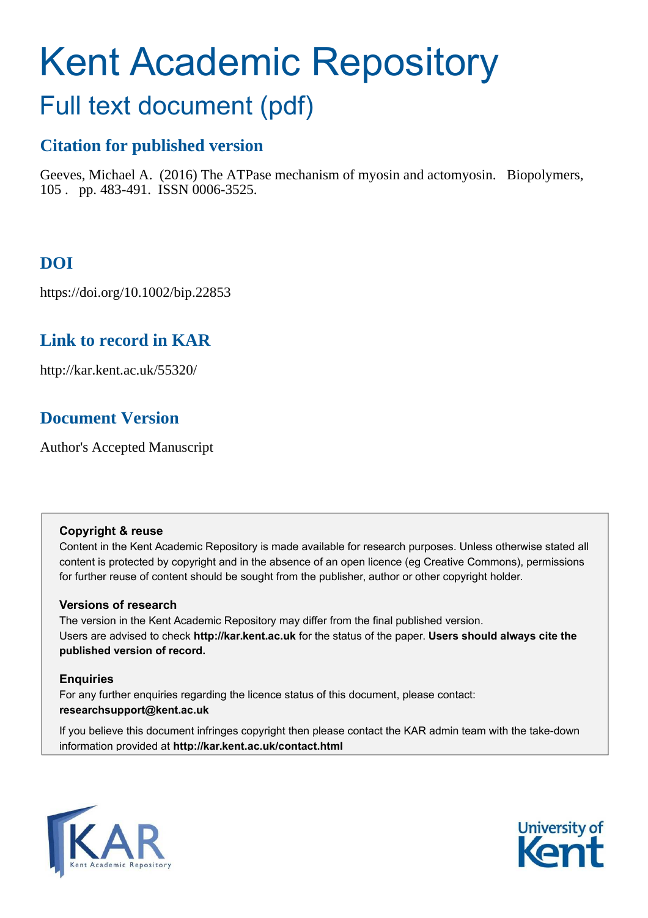# Kent Academic Repository

## Full text document (pdf)

### Citation for published version

Geeves, Michael A. (2016) The ATPase mechanism of myosin and actomyosin. Biopolymers, 105 . pp. 483-491. ISSN 0006-3525.

### DOI

https://doi.org/10.1002/bip.22853

### Link to record in KAR

http://kar.kent.ac.uk/55320/

### Document Version

Author's Accepted Manuscript

**Copyright & reuse**

Content in the Kent Academic Repository is made available for research purposes. Unless otherwise stated all content is protected by copyright and in the absence of an open licence (eg Creative Commons), permissions for further reuse of content should be sought from the publisher, author or other copyright holder.

**Versions of research**

The version in the Kent Academic Repository may differ from the final published version. Users are advised to check **http://kar.kent.ac.uk** for the status of the paper. **Users should always cite the published version of record.**

**Enquiries**

For any further enquiries regarding the licence status of this document, please contact: **researchsupport@kent.ac.uk**

If you believe this document infringes copyright then please contact the KAR admin team with the take-down information provided at **http://kar.kent.ac.uk/contact.html**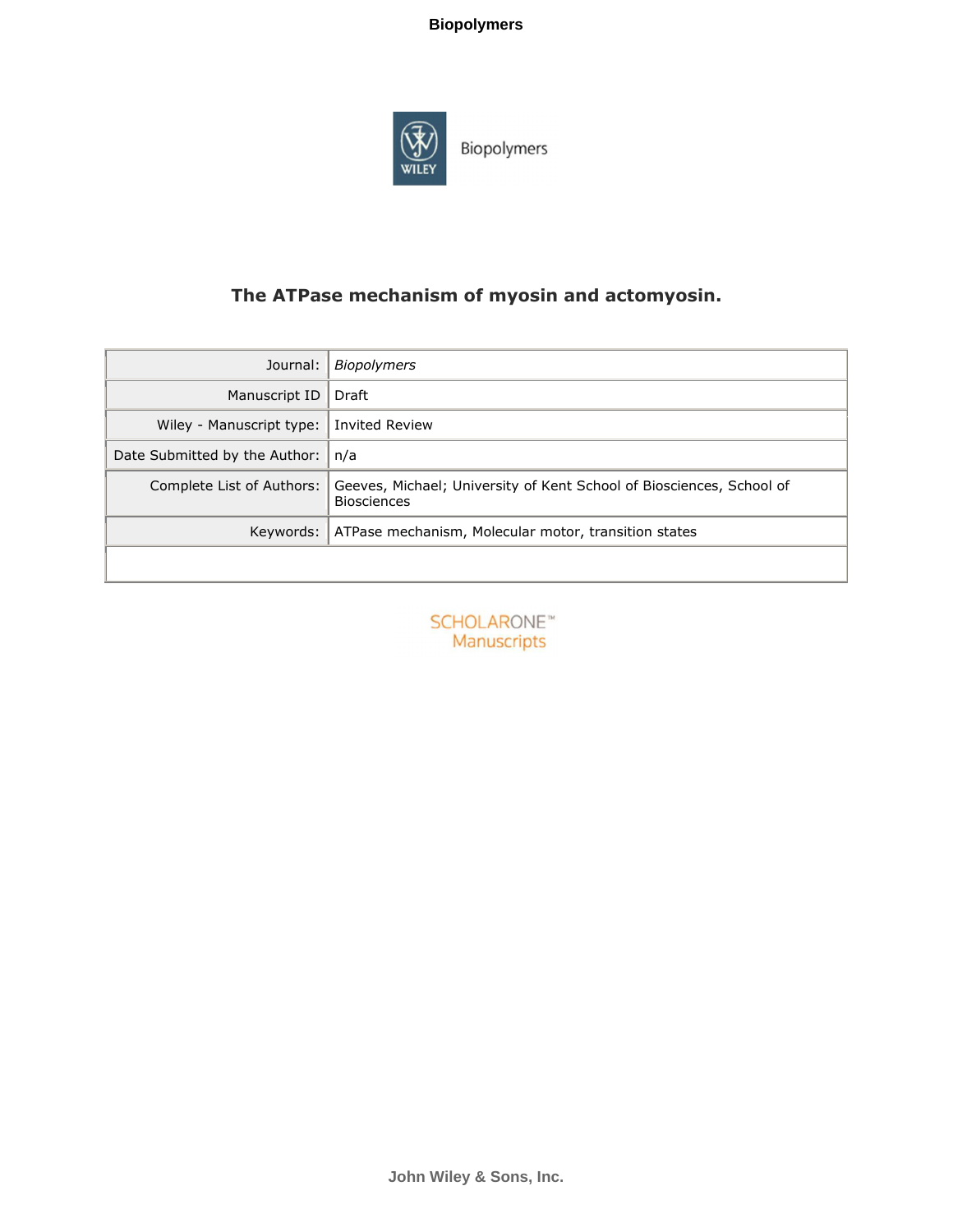# The ATPase mechanism of myosin and actomyosin.

| | |
|---|---|
| Journal: | *Biopolymers* |
| Manuscript ID | Draft |
| Wiley - Manuscript type: | Invited Review |
| Date Submitted by the Author: | n/a |
| Complete List of Authors: | Geeves, Michael; University of Kent School of Biosciences, School of Biosciences |
| Keywords: | ATPase mechanism, Molecular motor, transition states |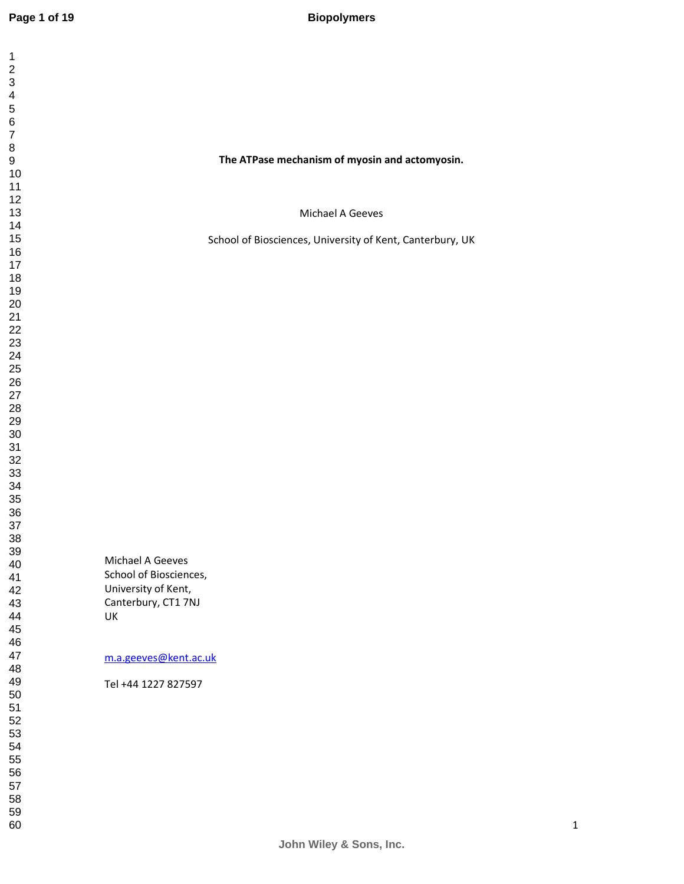# The ATPase mechanism of myosin and actomyosin.

Michael A Geeves

School of Biosciences, University of Kent, Canterbury, UK

Michael A Geeves
School of Biosciences,
University of Kent,
Canterbury, CT1 7NJ
UK

m.a.geeves@kent.ac.uk

Tel +44 1227 827597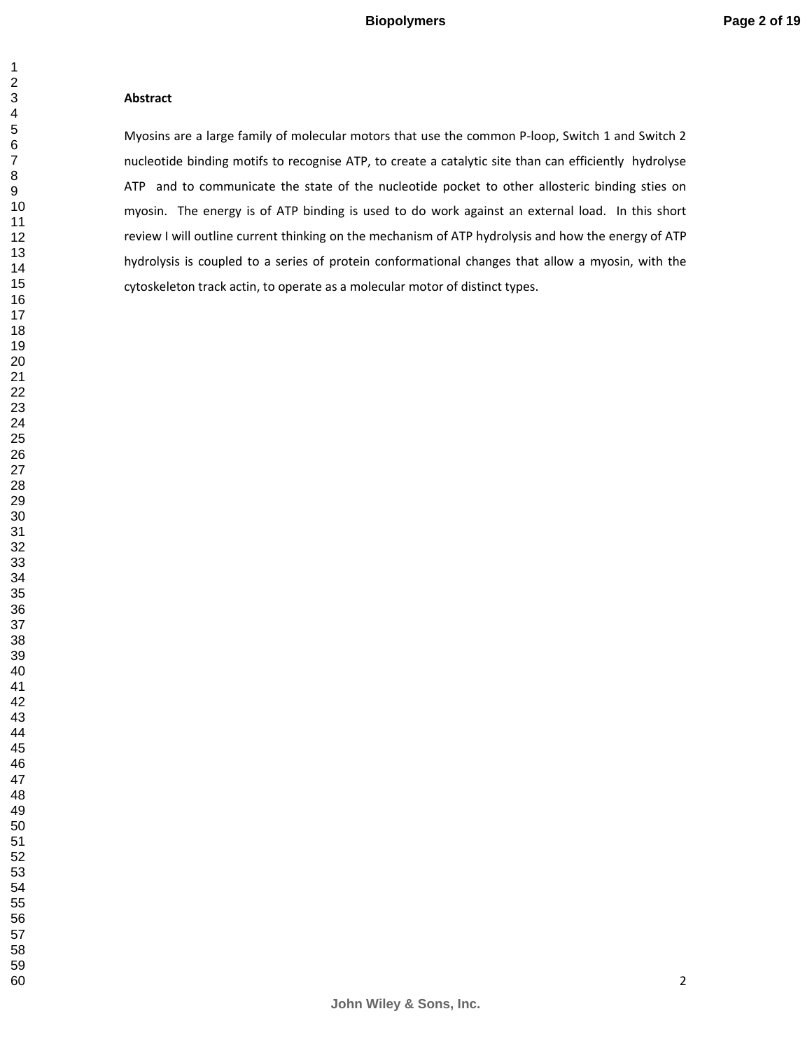**Abstract**

Myosins are a large family of molecular motors that use the common P-loop, Switch 1 and Switch 2 nucleotide binding motifs to recognise ATP, to create a catalytic site than can efficiently hydrolyse ATP and to communicate the state of the nucleotide pocket to other allosteric binding sties on myosin. The energy is of ATP binding is used to do work against an external load. In this short review I will outline current thinking on the mechanism of ATP hydrolysis and how the energy of ATP hydrolysis is coupled to a series of protein conformational changes that allow a myosin, with the cytoskeleton track actin, to operate as a molecular motor of distinct types.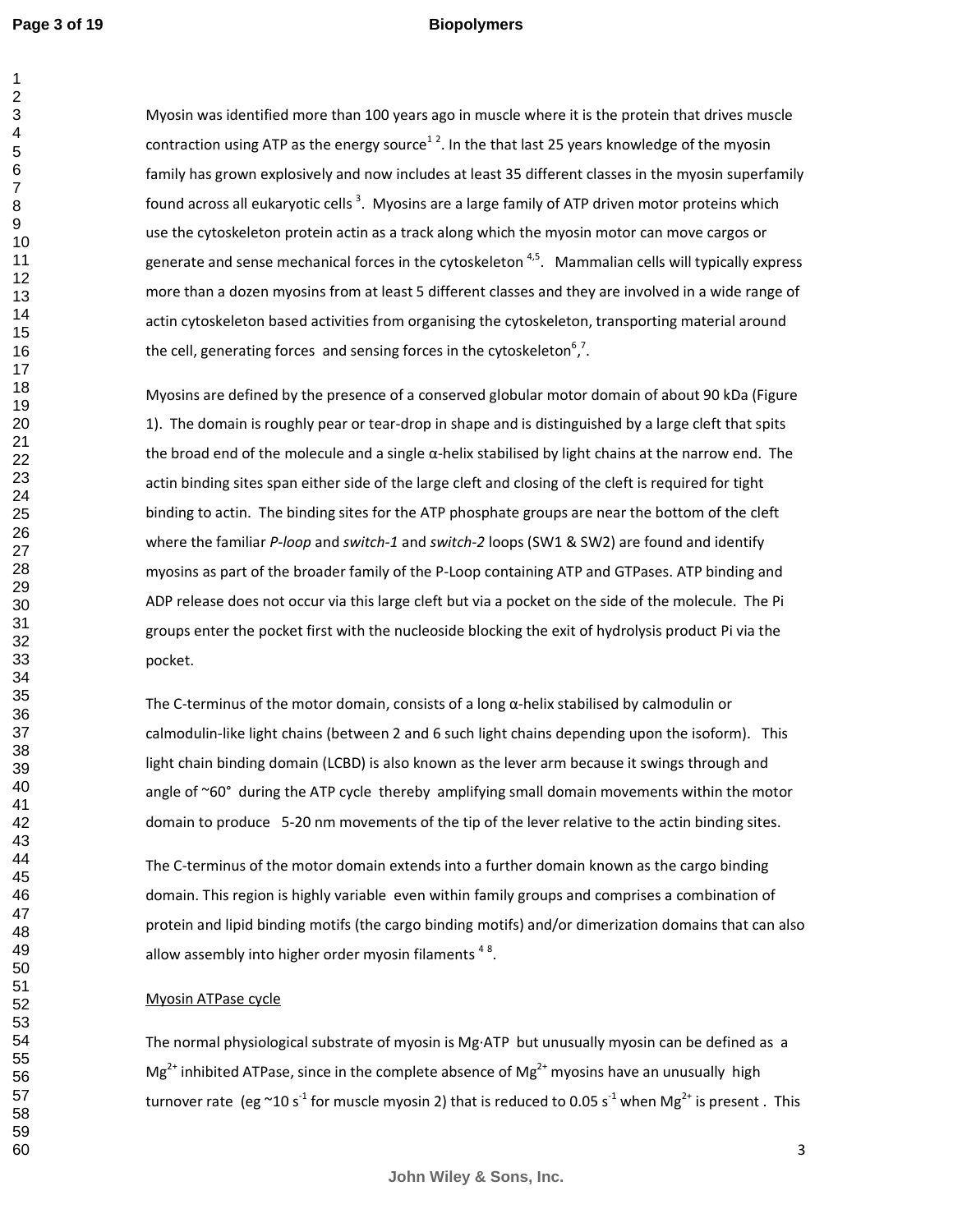Myosin was identified more than 100 years ago in muscle where it is the protein that drives muscle contraction using ATP as the energy source[1 2]. In the that last 25 years knowledge of the myosin family has grown explosively and now includes at least 35 different classes in the myosin superfamily found across all eukaryotic cells [3]. Myosins are a large family of ATP driven motor proteins which use the cytoskeleton protein actin as a track along which the myosin motor can move cargos or generate and sense mechanical forces in the cytoskeleton [4,5]. Mammalian cells will typically express more than a dozen myosins from at least 5 different classes and they are involved in a wide range of actin cytoskeleton based activities from organising the cytoskeleton, transporting material around the cell, generating forces and sensing forces in the cytoskeleton[6],[7].

Myosins are defined by the presence of a conserved globular motor domain of about 90 kDa (Figure 1). The domain is roughly pear or tear-drop in shape and is distinguished by a large cleft that spits the broad end of the molecule and a single α-helix stabilised by light chains at the narrow end. The actin binding sites span either side of the large cleft and closing of the cleft is required for tight binding to actin. The binding sites for the ATP phosphate groups are near the bottom of the cleft where the familiar *P-loop* and *switch-1* and *switch-2* loops (SW1 & SW2) are found and identify myosins as part of the broader family of the P-Loop containing ATP and GTPases. ATP binding and ADP release does not occur via this large cleft but via a pocket on the side of the molecule. The Pi groups enter the pocket first with the nucleoside blocking the exit of hydrolysis product Pi via the pocket.

The C-terminus of the motor domain, consists of a long α-helix stabilised by calmodulin or calmodulin-like light chains (between 2 and 6 such light chains depending upon the isoform). This light chain binding domain (LCBD) is also known as the lever arm because it swings through and angle of ~60° during the ATP cycle thereby amplifying small domain movements within the motor domain to produce 5-20 nm movements of the tip of the lever relative to the actin binding sites.

The C-terminus of the motor domain extends into a further domain known as the cargo binding domain. This region is highly variable even within family groups and comprises a combination of protein and lipid binding motifs (the cargo binding motifs) and/or dimerization domains that can also allow assembly into higher order myosin filaments [4 8].

<u>Myosin ATPase cycle</u>

The normal physiological substrate of myosin is Mg·ATP but unusually myosin can be defined as a $Mg^{2+}$ inhibited ATPase, since in the complete absence of $Mg^{2+}$ myosins have an unusually high turnover rate (eg ~10 $s^{-1}$ for muscle myosin 2) that is reduced to 0.05 $s^{-1}$ when $Mg^{2+}$ is present . This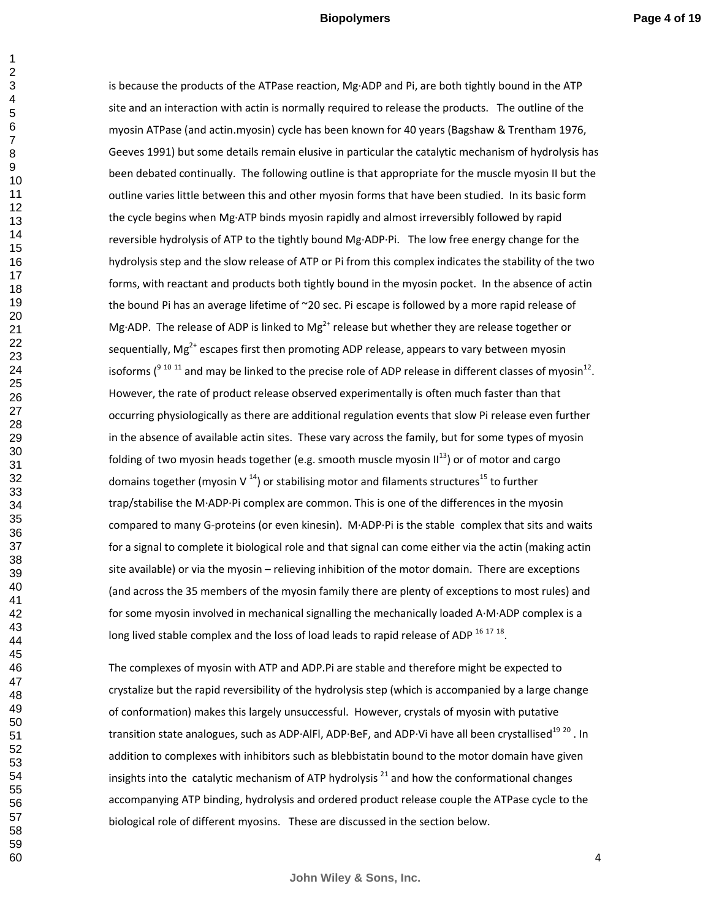is because the products of the ATPase reaction, Mg·ADP and Pi, are both tightly bound in the ATP site and an interaction with actin is normally required to release the products. The outline of the myosin ATPase (and actin.myosin) cycle has been known for 40 years (Bagshaw & Trentham 1976, Geeves 1991) but some details remain elusive in particular the catalytic mechanism of hydrolysis has been debated continually. The following outline is that appropriate for the muscle myosin II but the outline varies little between this and other myosin forms that have been studied. In its basic form the cycle begins when Mg·ATP binds myosin rapidly and almost irreversibly followed by rapid reversible hydrolysis of ATP to the tightly bound Mg·ADP·Pi. The low free energy change for the hydrolysis step and the slow release of ATP or Pi from this complex indicates the stability of the two forms, with reactant and products both tightly bound in the myosin pocket. In the absence of actin the bound Pi has an average lifetime of ~20 sec. Pi escape is followed by a more rapid release of Mg·ADP. The release of ADP is linked to $Mg^{2+}$ release but whether they are release together or sequentially, $Mg^{2+}$ escapes first then promoting ADP release, appears to vary between myosin isoforms ([9 10 11] and may be linked to the precise role of ADP release in different classes of myosin[12]. However, the rate of product release observed experimentally is often much faster than that occurring physiologically as there are additional regulation events that slow Pi release even further in the absence of available actin sites. These vary across the family, but for some types of myosin folding of two myosin heads together (e.g. smooth muscle myosin II[13]) or of motor and cargo domains together (myosin V [14]) or stabilising motor and filaments structures[15] to further trap/stabilise the M·ADP·Pi complex are common. This is one of the differences in the myosin compared to many G-proteins (or even kinesin). M·ADP·Pi is the stable complex that sits and waits for a signal to complete it biological role and that signal can come either via the actin (making actin site available) or via the myosin – relieving inhibition of the motor domain. There are exceptions (and across the 35 members of the myosin family there are plenty of exceptions to most rules) and for some myosin involved in mechanical signalling the mechanically loaded A·M·ADP complex is a long lived stable complex and the loss of load leads to rapid release of ADP [16 17 18].

The complexes of myosin with ATP and ADP.Pi are stable and therefore might be expected to crystalize but the rapid reversibility of the hydrolysis step (which is accompanied by a large change of conformation) makes this largely unsuccessful. However, crystals of myosin with putative transition state analogues, such as ADP·AlFl, ADP·BeF, and ADP·Vi have all been crystallised[19 20]. In addition to complexes with inhibitors such as blebbistatin bound to the motor domain have given insights into the catalytic mechanism of ATP hydrolysis [21] and how the conformational changes accompanying ATP binding, hydrolysis and ordered product release couple the ATPase cycle to the biological role of different myosins. These are discussed in the section below.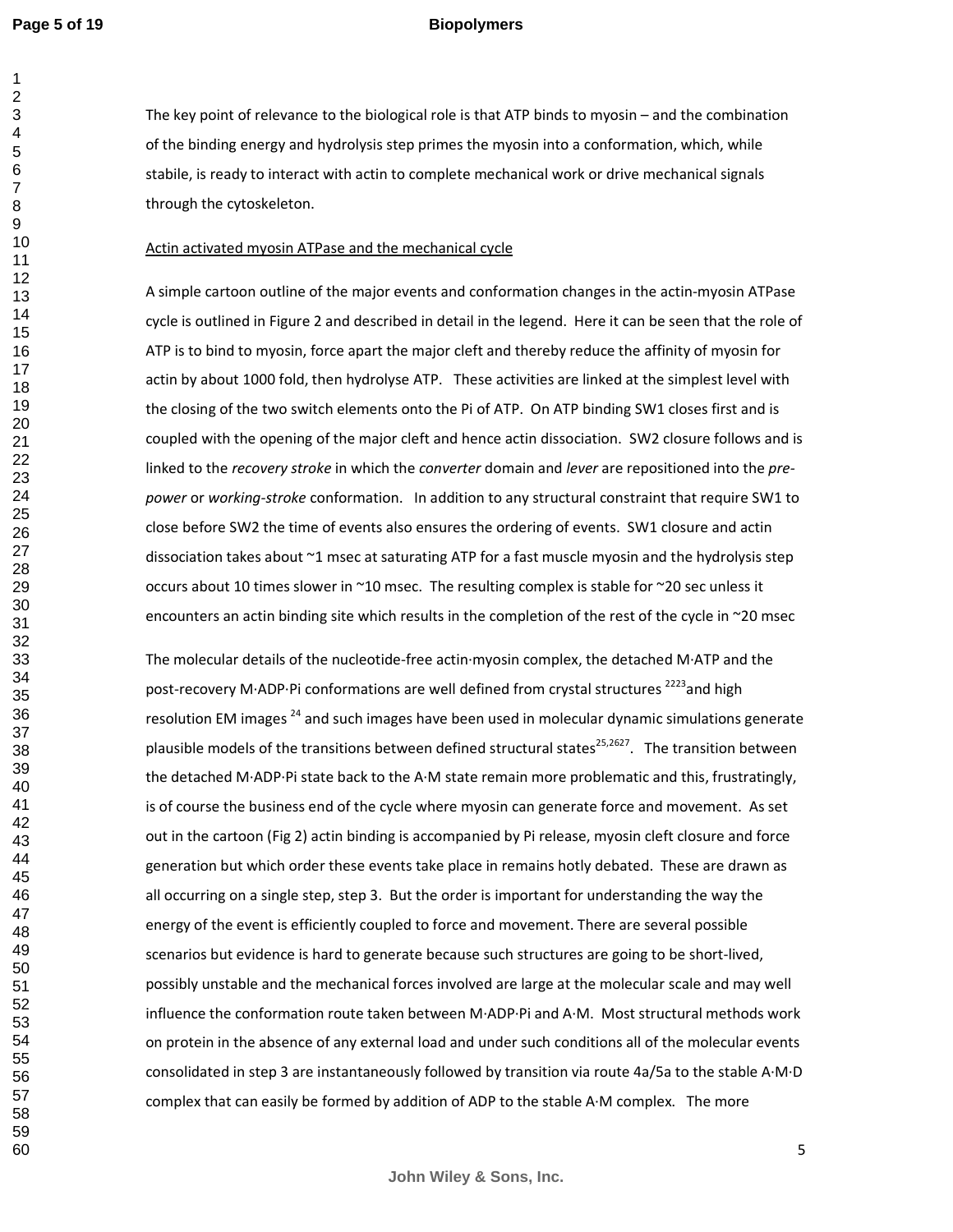The key point of relevance to the biological role is that ATP binds to myosin – and the combination of the binding energy and hydrolysis step primes the myosin into a conformation, which, while stabile, is ready to interact with actin to complete mechanical work or drive mechanical signals through the cytoskeleton.

Actin activated myosin ATPase and the mechanical cycle

A simple cartoon outline of the major events and conformation changes in the actin-myosin ATPase cycle is outlined in Figure 2 and described in detail in the legend. Here it can be seen that the role of ATP is to bind to myosin, force apart the major cleft and thereby reduce the affinity of myosin for actin by about 1000 fold, then hydrolyse ATP. These activities are linked at the simplest level with the closing of the two switch elements onto the Pi of ATP. On ATP binding SW1 closes first and is coupled with the opening of the major cleft and hence actin dissociation. SW2 closure follows and is linked to the *recovery stroke* in which the *converter* domain and *lever* are repositioned into the *pre-power* or *working-stroke* conformation. In addition to any structural constraint that require SW1 to close before SW2 the time of events also ensures the ordering of events. SW1 closure and actin dissociation takes about ~1 msec at saturating ATP for a fast muscle myosin and the hydrolysis step occurs about 10 times slower in ~10 msec. The resulting complex is stable for ~20 sec unless it encounters an actin binding site which results in the completion of the rest of the cycle in ~20 msec

The molecular details of the nucleotide-free actin·myosin complex, the detached M·ATP and the post-recovery M·ADP·Pi conformations are well defined from crystal structures [22,23] and high resolution EM images [24] and such images have been used in molecular dynamic simulations generate plausible models of the transitions between defined structural states[25,26,27]. The transition between the detached M·ADP·Pi state back to the A·M state remain more problematic and this, frustratingly, is of course the business end of the cycle where myosin can generate force and movement. As set out in the cartoon (Fig 2) actin binding is accompanied by Pi release, myosin cleft closure and force generation but which order these events take place in remains hotly debated. These are drawn as all occurring on a single step, step 3. But the order is important for understanding the way the energy of the event is efficiently coupled to force and movement. There are several possible scenarios but evidence is hard to generate because such structures are going to be short-lived, possibly unstable and the mechanical forces involved are large at the molecular scale and may well influence the conformation route taken between M·ADP·Pi and A·M. Most structural methods work on protein in the absence of any external load and under such conditions all of the molecular events consolidated in step 3 are instantaneously followed by transition via route 4a/5a to the stable A·M·D complex that can easily be formed by addition of ADP to the stable A·M complex. The more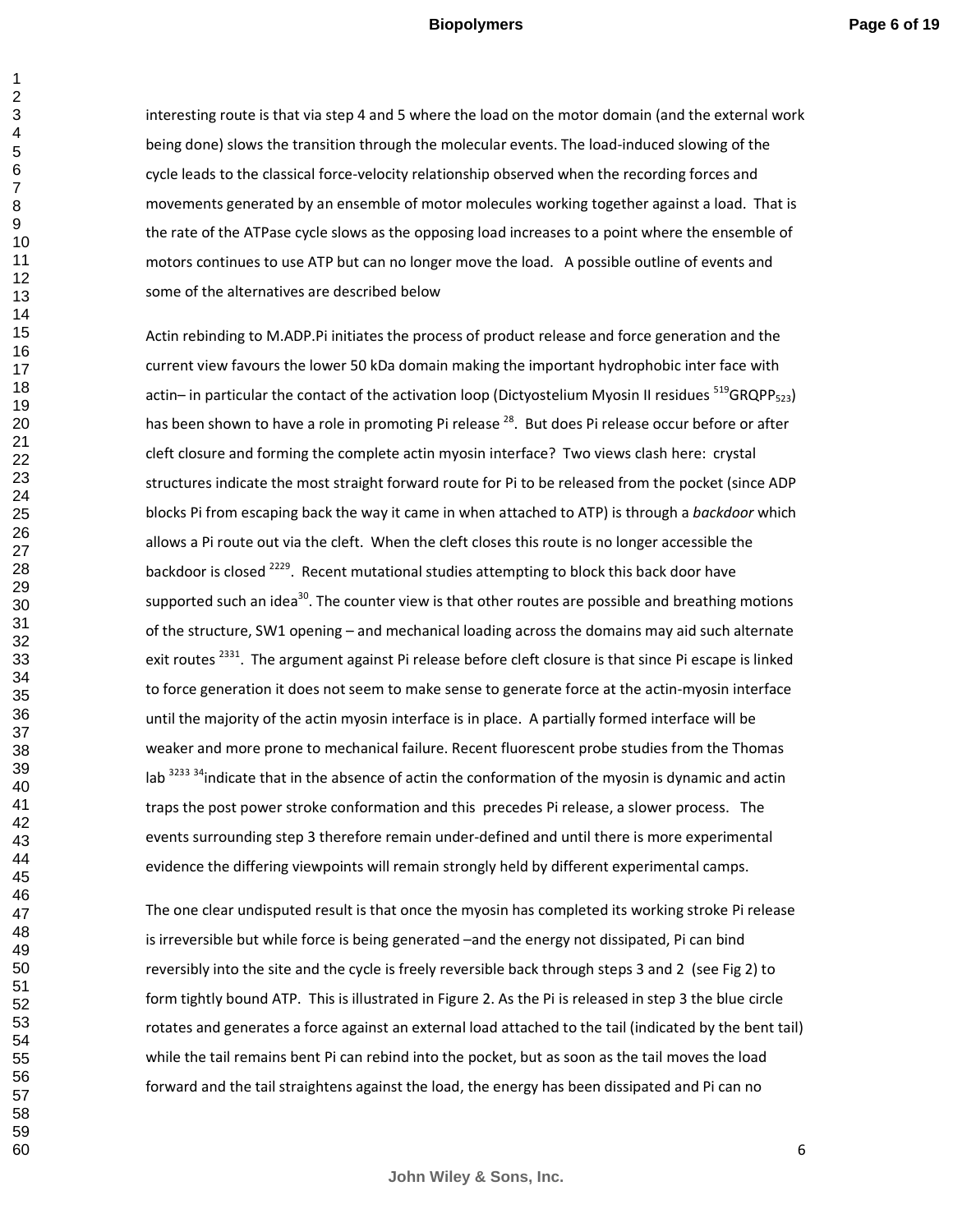interesting route is that via step 4 and 5 where the load on the motor domain (and the external work being done) slows the transition through the molecular events. The load-induced slowing of the cycle leads to the classical force-velocity relationship observed when the recording forces and movements generated by an ensemble of motor molecules working together against a load. That is the rate of the ATPase cycle slows as the opposing load increases to a point where the ensemble of motors continues to use ATP but can no longer move the load. A possible outline of events and some of the alternatives are described below

Actin rebinding to M.ADP.Pi initiates the process of product release and force generation and the current view favours the lower 50 kDa domain making the important hydrophobic inter face with actin– in particular the contact of the activation loop (Dictyostelium Myosin II residues $^{519}$GRQPP$_{523}$) has been shown to have a role in promoting Pi release [28]. But does Pi release occur before or after cleft closure and forming the complete actin myosin interface? Two views clash here: crystal structures indicate the most straight forward route for Pi to be released from the pocket (since ADP blocks Pi from escaping back the way it came in when attached to ATP) is through a *backdoor* which allows a Pi route out via the cleft. When the cleft closes this route is no longer accessible the backdoor is closed [22,29]. Recent mutational studies attempting to block this back door have supported such an idea[30]. The counter view is that other routes are possible and breathing motions of the structure, SW1 opening – and mechanical loading across the domains may aid such alternate exit routes [23,31]. The argument against Pi release before cleft closure is that since Pi escape is linked to force generation it does not seem to make sense to generate force at the actin-myosin interface until the majority of the actin myosin interface is in place. A partially formed interface will be weaker and more prone to mechanical failure. Recent fluorescent probe studies from the Thomas lab [32,33,34] indicate that in the absence of actin the conformation of the myosin is dynamic and actin traps the post power stroke conformation and this precedes Pi release, a slower process. The events surrounding step 3 therefore remain under-defined and until there is more experimental evidence the differing viewpoints will remain strongly held by different experimental camps.

The one clear undisputed result is that once the myosin has completed its working stroke Pi release is irreversible but while force is being generated –and the energy not dissipated, Pi can bind reversibly into the site and the cycle is freely reversible back through steps 3 and 2 (see Fig 2) to form tightly bound ATP. This is illustrated in Figure 2. As the Pi is released in step 3 the blue circle rotates and generates a force against an external load attached to the tail (indicated by the bent tail) while the tail remains bent Pi can rebind into the pocket, but as soon as the tail moves the load forward and the tail straightens against the load, the energy has been dissipated and Pi can no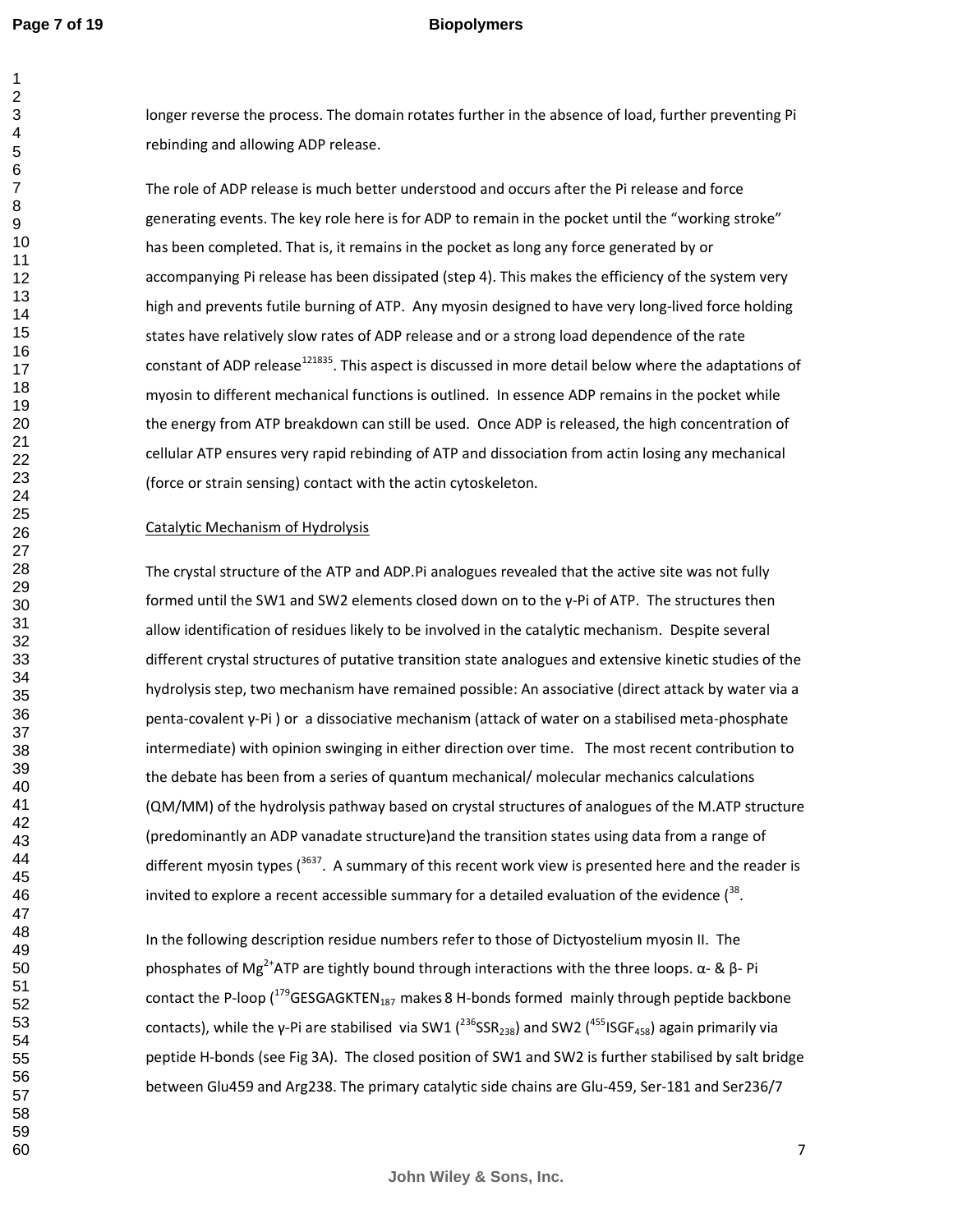longer reverse the process. The domain rotates further in the absence of load, further preventing Pi rebinding and allowing ADP release.

The role of ADP release is much better understood and occurs after the Pi release and force generating events. The key role here is for ADP to remain in the pocket until the "working stroke" has been completed. That is, it remains in the pocket as long any force generated by or accompanying Pi release has been dissipated (step 4). This makes the efficiency of the system very high and prevents futile burning of ATP. Any myosin designed to have very long-lived force holding states have relatively slow rates of ADP release and or a strong load dependence of the rate constant of ADP release[121835]. This aspect is discussed in more detail below where the adaptations of myosin to different mechanical functions is outlined. In essence ADP remains in the pocket while the energy from ATP breakdown can still be used. Once ADP is released, the high concentration of cellular ATP ensures very rapid rebinding of ATP and dissociation from actin losing any mechanical (force or strain sensing) contact with the actin cytoskeleton.

Catalytic Mechanism of Hydrolysis

The crystal structure of the ATP and ADP.Pi analogues revealed that the active site was not fully formed until the SW1 and SW2 elements closed down on to the γ-Pi of ATP. The structures then allow identification of residues likely to be involved in the catalytic mechanism. Despite several different crystal structures of putative transition state analogues and extensive kinetic studies of the hydrolysis step, two mechanism have remained possible: An associative (direct attack by water via a penta-covalent γ-Pi ) or a dissociative mechanism (attack of water on a stabilised meta-phosphate intermediate) with opinion swinging in either direction over time. The most recent contribution to the debate has been from a series of quantum mechanical/ molecular mechanics calculations (QM/MM) of the hydrolysis pathway based on crystal structures of analogues of the M.ATP structure (predominantly an ADP vanadate structure)and the transition states using data from a range of different myosin types ([3637]. A summary of this recent work view is presented here and the reader is invited to explore a recent accessible summary for a detailed evaluation of the evidence ([38].

In the following description residue numbers refer to those of Dictyostelium myosin II. The phosphates of $Mg^{2+}$ATP are tightly bound through interactions with the three loops. α- & β- Pi contact the P-loop ($^{179}$GESGAGKTEN$_{187}$ makes 8 H-bonds formed mainly through peptide backbone contacts), while the γ-Pi are stabilised via SW1 ($^{236}$SSR$_{238}$) and SW2 ($^{455}$ISGF$_{458}$) again primarily via peptide H-bonds (see Fig 3A). The closed position of SW1 and SW2 is further stabilised by salt bridge between Glu459 and Arg238. The primary catalytic side chains are Glu-459, Ser-181 and Ser236/7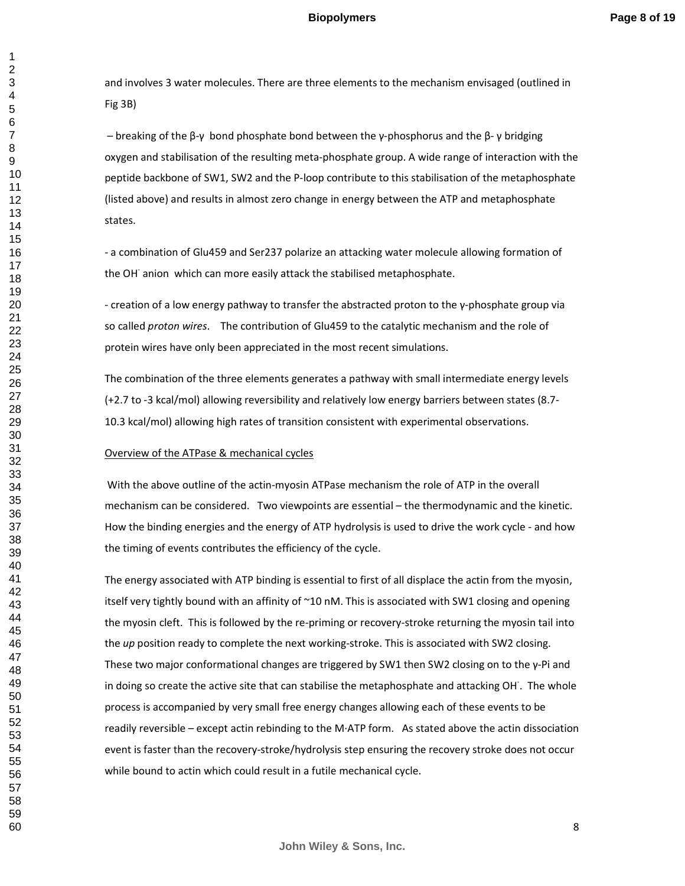and involves 3 water molecules. There are three elements to the mechanism envisaged (outlined in Fig 3B)

– breaking of the β-γ bond phosphate bond between the γ-phosphorus and the β- γ bridging oxygen and stabilisation of the resulting meta-phosphate group. A wide range of interaction with the peptide backbone of SW1, SW2 and the P-loop contribute to this stabilisation of the metaphosphate (listed above) and results in almost zero change in energy between the ATP and metaphosphate states.

- a combination of Glu459 and Ser237 polarize an attacking water molecule allowing formation of the $OH^-$ anion which can more easily attack the stabilised metaphosphate.

- creation of a low energy pathway to transfer the abstracted proton to the γ-phosphate group via so called *proton wires*. The contribution of Glu459 to the catalytic mechanism and the role of protein wires have only been appreciated in the most recent simulations.

The combination of the three elements generates a pathway with small intermediate energy levels (+2.7 to -3 kcal/mol) allowing reversibility and relatively low energy barriers between states (8.7-10.3 kcal/mol) allowing high rates of transition consistent with experimental observations.

## Overview of the ATPase & mechanical cycles

With the above outline of the actin-myosin ATPase mechanism the role of ATP in the overall mechanism can be considered. Two viewpoints are essential – the thermodynamic and the kinetic. How the binding energies and the energy of ATP hydrolysis is used to drive the work cycle - and how the timing of events contributes the efficiency of the cycle.

The energy associated with ATP binding is essential to first of all displace the actin from the myosin, itself very tightly bound with an affinity of ~10 nM. This is associated with SW1 closing and opening the myosin cleft. This is followed by the re-priming or recovery-stroke returning the myosin tail into the *up* position ready to complete the next working-stroke. This is associated with SW2 closing. These two major conformational changes are triggered by SW1 then SW2 closing on to the γ-Pi and in doing so create the active site that can stabilise the metaphosphate and attacking $OH^-$. The whole process is accompanied by very small free energy changes allowing each of these events to be readily reversible – except actin rebinding to the M·ATP form. As stated above the actin dissociation event is faster than the recovery-stroke/hydrolysis step ensuring the recovery stroke does not occur while bound to actin which could result in a futile mechanical cycle.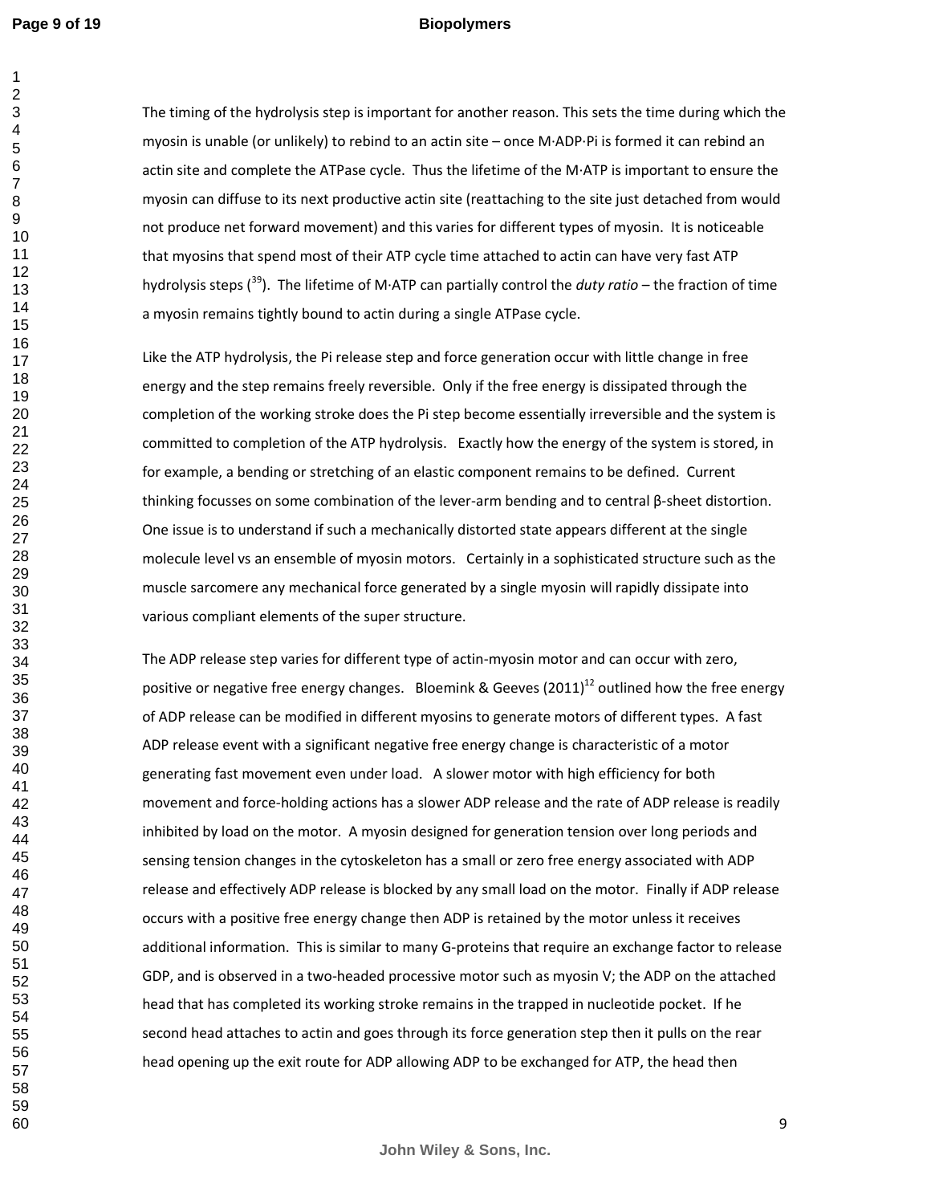The timing of the hydrolysis step is important for another reason. This sets the time during which the myosin is unable (or unlikely) to rebind to an actin site – once M·ADP·Pi is formed it can rebind an actin site and complete the ATPase cycle. Thus the lifetime of the M·ATP is important to ensure the myosin can diffuse to its next productive actin site (reattaching to the site just detached from would not produce net forward movement) and this varies for different types of myosin. It is noticeable that myosins that spend most of their ATP cycle time attached to actin can have very fast ATP hydrolysis steps ([39]). The lifetime of M·ATP can partially control the *duty ratio* – the fraction of time a myosin remains tightly bound to actin during a single ATPase cycle.

Like the ATP hydrolysis, the Pi release step and force generation occur with little change in free energy and the step remains freely reversible. Only if the free energy is dissipated through the completion of the working stroke does the Pi step become essentially irreversible and the system is committed to completion of the ATP hydrolysis. Exactly how the energy of the system is stored, in for example, a bending or stretching of an elastic component remains to be defined. Current thinking focusses on some combination of the lever-arm bending and to central β-sheet distortion. One issue is to understand if such a mechanically distorted state appears different at the single molecule level vs an ensemble of myosin motors. Certainly in a sophisticated structure such as the muscle sarcomere any mechanical force generated by a single myosin will rapidly dissipate into various compliant elements of the super structure.

The ADP release step varies for different type of actin-myosin motor and can occur with zero, positive or negative free energy changes. Bloemink & Geeves (2011)[12] outlined how the free energy of ADP release can be modified in different myosins to generate motors of different types. A fast ADP release event with a significant negative free energy change is characteristic of a motor generating fast movement even under load. A slower motor with high efficiency for both movement and force-holding actions has a slower ADP release and the rate of ADP release is readily inhibited by load on the motor. A myosin designed for generation tension over long periods and sensing tension changes in the cytoskeleton has a small or zero free energy associated with ADP release and effectively ADP release is blocked by any small load on the motor. Finally if ADP release occurs with a positive free energy change then ADP is retained by the motor unless it receives additional information. This is similar to many G-proteins that require an exchange factor to release GDP, and is observed in a two-headed processive motor such as myosin V; the ADP on the attached head that has completed its working stroke remains in the trapped in nucleotide pocket. If he second head attaches to actin and goes through its force generation step then it pulls on the rear head opening up the exit route for ADP allowing ADP to be exchanged for ATP, the head then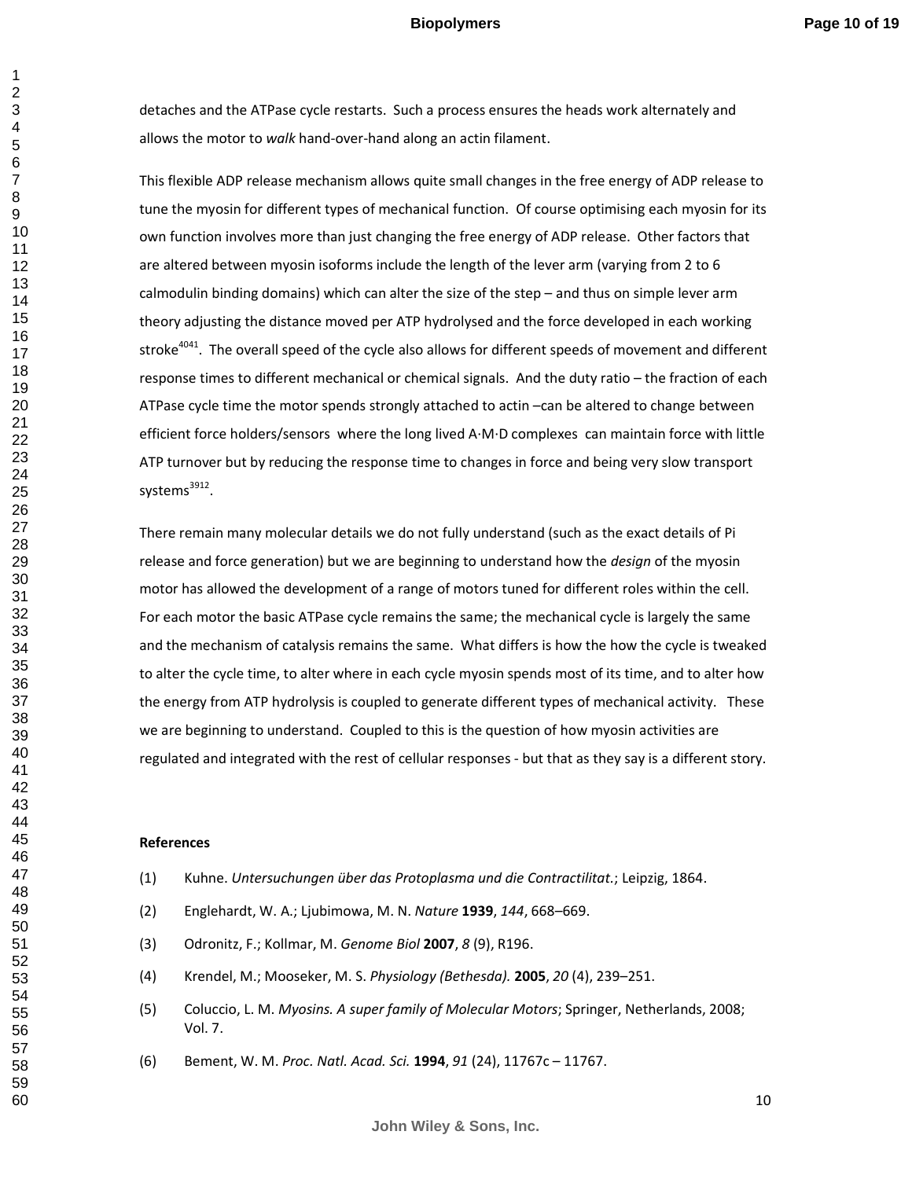detaches and the ATPase cycle restarts. Such a process ensures the heads work alternately and allows the motor to *walk* hand-over-hand along an actin filament.

This flexible ADP release mechanism allows quite small changes in the free energy of ADP release to tune the myosin for different types of mechanical function. Of course optimising each myosin for its own function involves more than just changing the free energy of ADP release. Other factors that are altered between myosin isoforms include the length of the lever arm (varying from 2 to 6 calmodulin binding domains) which can alter the size of the step – and thus on simple lever arm theory adjusting the distance moved per ATP hydrolysed and the force developed in each working stroke[4041]. The overall speed of the cycle also allows for different speeds of movement and different response times to different mechanical or chemical signals. And the duty ratio – the fraction of each ATPase cycle time the motor spends strongly attached to actin –can be altered to change between efficient force holders/sensors where the long lived A·M·D complexes can maintain force with little ATP turnover but by reducing the response time to changes in force and being very slow transport systems[3912].

There remain many molecular details we do not fully understand (such as the exact details of Pi release and force generation) but we are beginning to understand how the *design* of the myosin motor has allowed the development of a range of motors tuned for different roles within the cell. For each motor the basic ATPase cycle remains the same; the mechanical cycle is largely the same and the mechanism of catalysis remains the same. What differs is how the how the cycle is tweaked to alter the cycle time, to alter where in each cycle myosin spends most of its time, and to alter how the energy from ATP hydrolysis is coupled to generate different types of mechanical activity. These we are beginning to understand. Coupled to this is the question of how myosin activities are regulated and integrated with the rest of cellular responses - but that as they say is a different story.

**References**

(1) Kuhne. *Untersuchungen über das Protoplasma und die Contractilitat.*; Leipzig, 1864.

(2) Englehardt, W. A.; Ljubimowa, M. N. *Nature* **1939**, *144*, 668–669.

(3) Odronitz, F.; Kollmar, M. *Genome Biol* **2007**, *8* (9), R196.

(4) Krendel, M.; Mooseker, M. S. *Physiology (Bethesda).* **2005**, *20* (4), 239–251.

(5) Coluccio, L. M. *Myosins. A super family of Molecular Motors*; Springer, Netherlands, 2008; Vol. 7.

(6) Bement, W. M. *Proc. Natl. Acad. Sci.* **1994**, *91* (24), 11767c – 11767.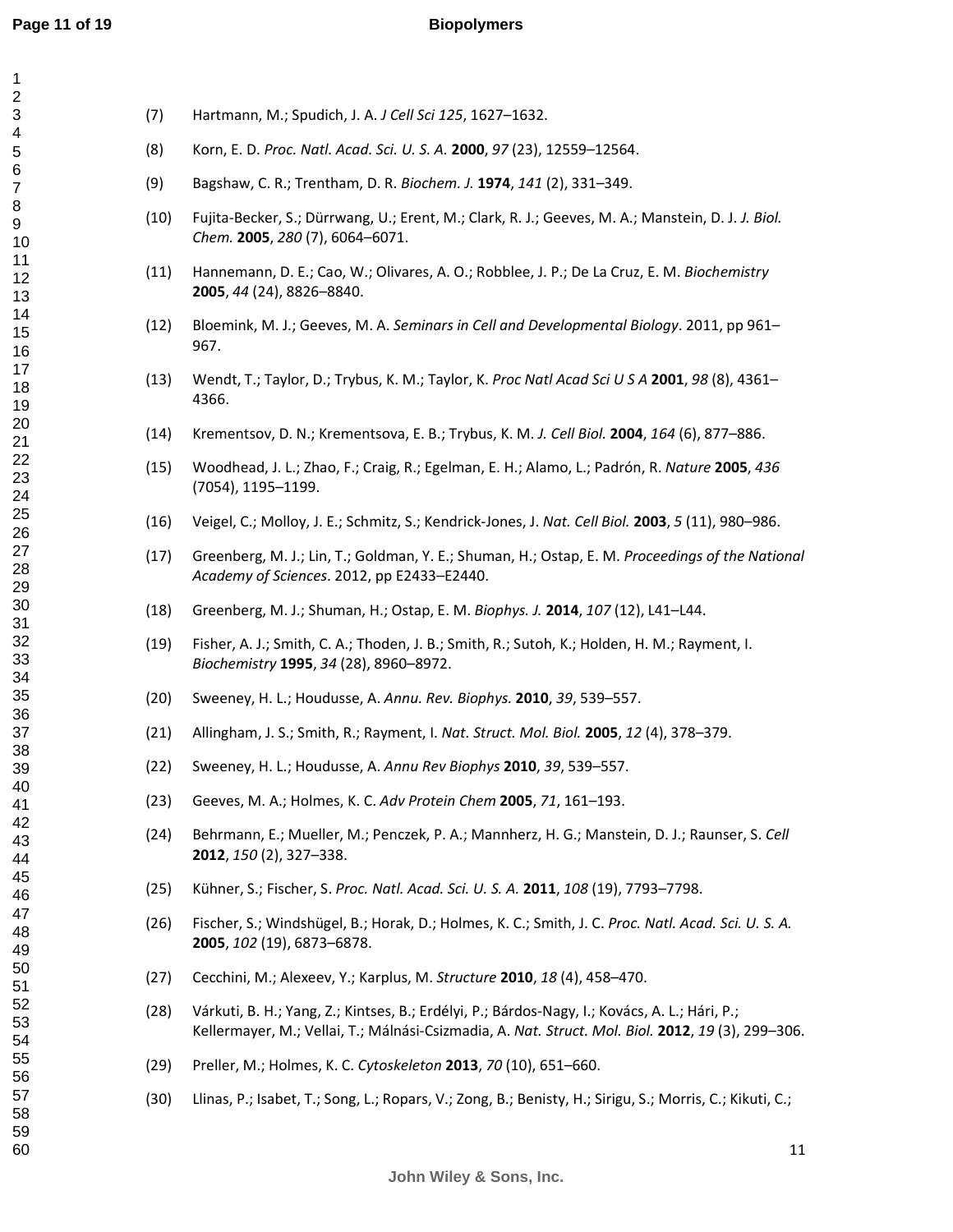(7) Hartmann, M.; Spudich, J. A. *J Cell Sci 125*, 1627–1632.

(8) Korn, E. D. *Proc. Natl. Acad. Sci. U. S. A.* **2000**, *97* (23), 12559–12564.

(9) Bagshaw, C. R.; Trentham, D. R. *Biochem. J.* **1974**, *141* (2), 331–349.

(10) Fujita-Becker, S.; Dürrwang, U.; Erent, M.; Clark, R. J.; Geeves, M. A.; Manstein, D. J. *J. Biol. Chem.* **2005**, *280* (7), 6064–6071.

(11) Hannemann, D. E.; Cao, W.; Olivares, A. O.; Robblee, J. P.; De La Cruz, E. M. *Biochemistry* **2005**, *44* (24), 8826–8840.

(12) Bloemink, M. J.; Geeves, M. A. *Seminars in Cell and Developmental Biology*. 2011, pp 961–967.

(13) Wendt, T.; Taylor, D.; Trybus, K. M.; Taylor, K. *Proc Natl Acad Sci U S A* **2001**, *98* (8), 4361–4366.

(14) Krementsov, D. N.; Krementsova, E. B.; Trybus, K. M. *J. Cell Biol.* **2004**, *164* (6), 877–886.

(15) Woodhead, J. L.; Zhao, F.; Craig, R.; Egelman, E. H.; Alamo, L.; Padrón, R. *Nature* **2005**, *436* (7054), 1195–1199.

(16) Veigel, C.; Molloy, J. E.; Schmitz, S.; Kendrick-Jones, J. *Nat. Cell Biol.* **2003**, *5* (11), 980–986.

(17) Greenberg, M. J.; Lin, T.; Goldman, Y. E.; Shuman, H.; Ostap, E. M. *Proceedings of the National Academy of Sciences*. 2012, pp E2433–E2440.

(18) Greenberg, M. J.; Shuman, H.; Ostap, E. M. *Biophys. J.* **2014**, *107* (12), L41–L44.

(19) Fisher, A. J.; Smith, C. A.; Thoden, J. B.; Smith, R.; Sutoh, K.; Holden, H. M.; Rayment, I. *Biochemistry* **1995**, *34* (28), 8960–8972.

(20) Sweeney, H. L.; Houdusse, A. *Annu. Rev. Biophys.* **2010**, *39*, 539–557.

(21) Allingham, J. S.; Smith, R.; Rayment, I. *Nat. Struct. Mol. Biol.* **2005**, *12* (4), 378–379.

(22) Sweeney, H. L.; Houdusse, A. *Annu Rev Biophys* **2010**, *39*, 539–557.

(23) Geeves, M. A.; Holmes, K. C. *Adv Protein Chem* **2005**, *71*, 161–193.

(24) Behrmann, E.; Mueller, M.; Penczek, P. A.; Mannherz, H. G.; Manstein, D. J.; Raunser, S. *Cell* **2012**, *150* (2), 327–338.

(25) Kühner, S.; Fischer, S. *Proc. Natl. Acad. Sci. U. S. A.* **2011**, *108* (19), 7793–7798.

(26) Fischer, S.; Windshügel, B.; Horak, D.; Holmes, K. C.; Smith, J. C. *Proc. Natl. Acad. Sci. U. S. A.* **2005**, *102* (19), 6873–6878.

(27) Cecchini, M.; Alexeev, Y.; Karplus, M. *Structure* **2010**, *18* (4), 458–470.

(28) Várkuti, B. H.; Yang, Z.; Kintses, B.; Erdélyi, P.; Bárdos-Nagy, I.; Kovács, A. L.; Hári, P.; Kellermayer, M.; Vellai, T.; Málnási-Csizmadia, A. *Nat. Struct. Mol. Biol.* **2012**, *19* (3), 299–306.

(29) Preller, M.; Holmes, K. C. *Cytoskeleton* **2013**, *70* (10), 651–660.

(30) Llinas, P.; Isabet, T.; Song, L.; Ropars, V.; Zong, B.; Benisty, H.; Sirigu, S.; Morris, C.; Kikuti, C.;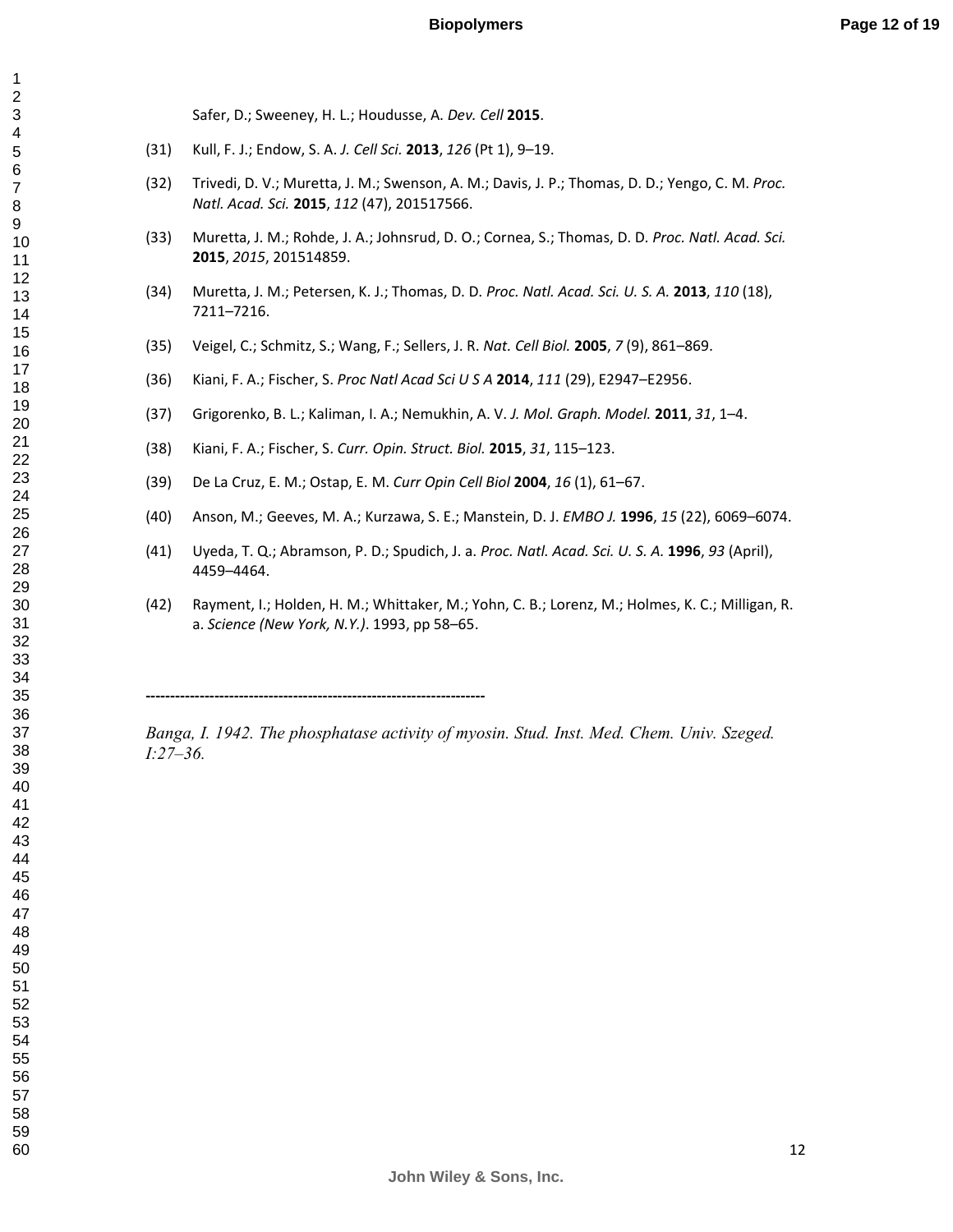Safer, D.; Sweeney, H. L.; Houdusse, A. *Dev. Cell* **2015**.

(31) Kull, F. J.; Endow, S. A. *J. Cell Sci.* **2013**, *126* (Pt 1), 9–19.

(32) Trivedi, D. V.; Muretta, J. M.; Swenson, A. M.; Davis, J. P.; Thomas, D. D.; Yengo, C. M. *Proc. Natl. Acad. Sci.* **2015**, *112* (47), 201517566.

(33) Muretta, J. M.; Rohde, J. A.; Johnsrud, D. O.; Cornea, S.; Thomas, D. D. *Proc. Natl. Acad. Sci.* **2015**, *2015*, 201514859.

(34) Muretta, J. M.; Petersen, K. J.; Thomas, D. D. *Proc. Natl. Acad. Sci. U. S. A.* **2013**, *110* (18), 7211–7216.

(35) Veigel, C.; Schmitz, S.; Wang, F.; Sellers, J. R. *Nat. Cell Biol.* **2005**, *7* (9), 861–869.

(36) Kiani, F. A.; Fischer, S. *Proc Natl Acad Sci U S A* **2014**, *111* (29), E2947–E2956.

(37) Grigorenko, B. L.; Kaliman, I. A.; Nemukhin, A. V. *J. Mol. Graph. Model.* **2011**, *31*, 1–4.

(38) Kiani, F. A.; Fischer, S. *Curr. Opin. Struct. Biol.* **2015**, *31*, 115–123.

(39) De La Cruz, E. M.; Ostap, E. M. *Curr Opin Cell Biol* **2004**, *16* (1), 61–67.

(40) Anson, M.; Geeves, M. A.; Kurzawa, S. E.; Manstein, D. J. *EMBO J.* **1996**, *15* (22), 6069–6074.

(41) Uyeda, T. Q.; Abramson, P. D.; Spudich, J. a. *Proc. Natl. Acad. Sci. U. S. A.* **1996**, *93* (April), 4459–4464.

(42) Rayment, I.; Holden, H. M.; Whittaker, M.; Yohn, C. B.; Lorenz, M.; Holmes, K. C.; Milligan, R. a. *Science (New York, N.Y.)*. 1993, pp 58–65.

---------------------------------------------------------------------

*Banga, I. 1942. The phosphatase activity of myosin. Stud. Inst. Med. Chem. Univ. Szeged. I:27–36.*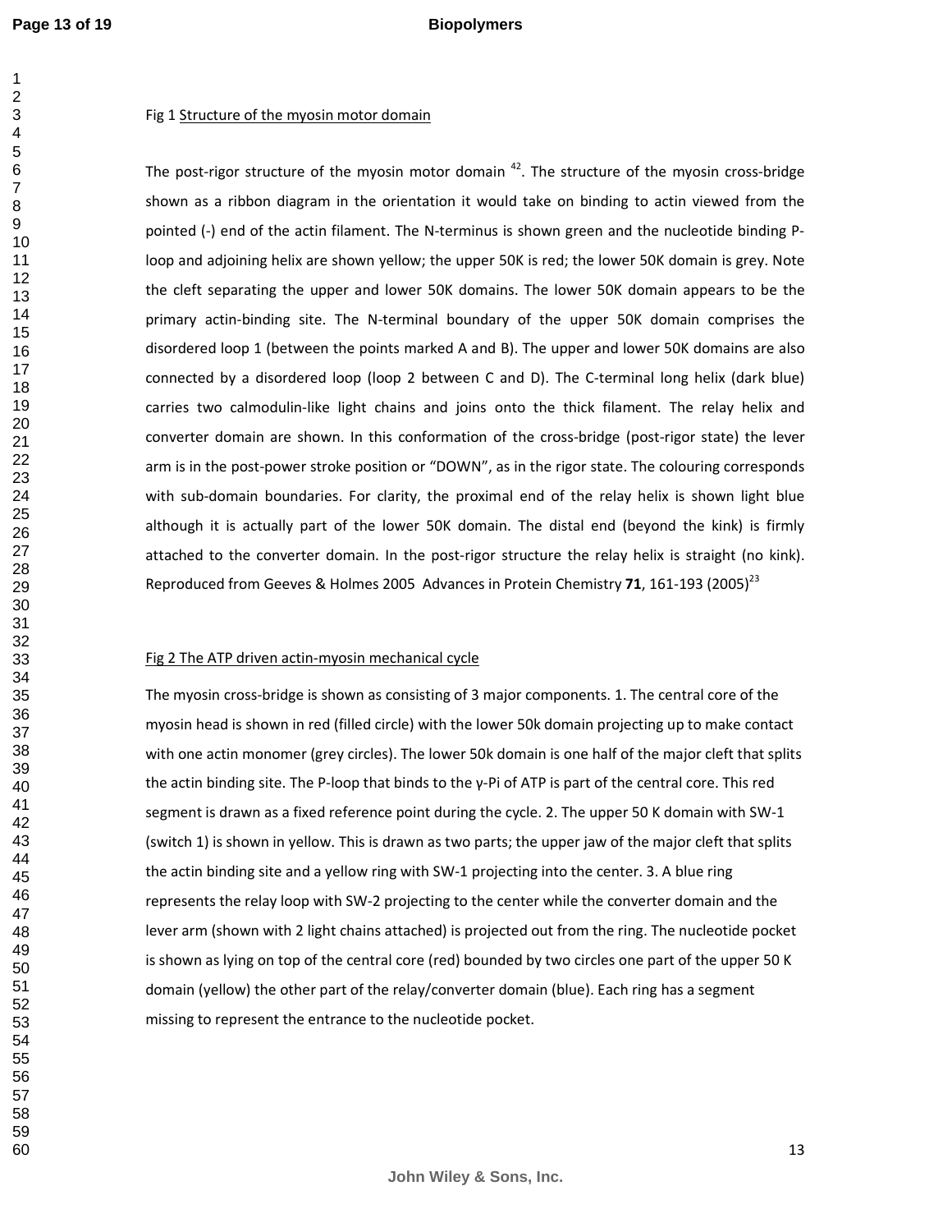Fig 1 Structure of the myosin motor domain

The post-rigor structure of the myosin motor domain [42]. The structure of the myosin cross-bridge shown as a ribbon diagram in the orientation it would take on binding to actin viewed from the pointed (-) end of the actin filament. The N-terminus is shown green and the nucleotide binding P-loop and adjoining helix are shown yellow; the upper 50K is red; the lower 50K domain is grey. Note the cleft separating the upper and lower 50K domains. The lower 50K domain appears to be the primary actin-binding site. The N-terminal boundary of the upper 50K domain comprises the disordered loop 1 (between the points marked A and B). The upper and lower 50K domains are also connected by a disordered loop (loop 2 between C and D). The C-terminal long helix (dark blue) carries two calmodulin-like light chains and joins onto the thick filament. The relay helix and converter domain are shown. In this conformation of the cross-bridge (post-rigor state) the lever arm is in the post-power stroke position or "DOWN", as in the rigor state. The colouring corresponds with sub-domain boundaries. For clarity, the proximal end of the relay helix is shown light blue although it is actually part of the lower 50K domain. The distal end (beyond the kink) is firmly attached to the converter domain. In the post-rigor structure the relay helix is straight (no kink). Reproduced from Geeves & Holmes 2005 Advances in Protein Chemistry **71**, 161-193 (2005)[23]

Fig 2 The ATP driven actin-myosin mechanical cycle

The myosin cross-bridge is shown as consisting of 3 major components. 1. The central core of the myosin head is shown in red (filled circle) with the lower 50k domain projecting up to make contact with one actin monomer (grey circles). The lower 50k domain is one half of the major cleft that splits the actin binding site. The P-loop that binds to the γ-Pi of ATP is part of the central core. This red segment is drawn as a fixed reference point during the cycle. 2. The upper 50 K domain with SW-1 (switch 1) is shown in yellow. This is drawn as two parts; the upper jaw of the major cleft that splits the actin binding site and a yellow ring with SW-1 projecting into the center. 3. A blue ring represents the relay loop with SW-2 projecting to the center while the converter domain and the lever arm (shown with 2 light chains attached) is projected out from the ring. The nucleotide pocket is shown as lying on top of the central core (red) bounded by two circles one part of the upper 50 K domain (yellow) the other part of the relay/converter domain (blue). Each ring has a segment missing to represent the entrance to the nucleotide pocket.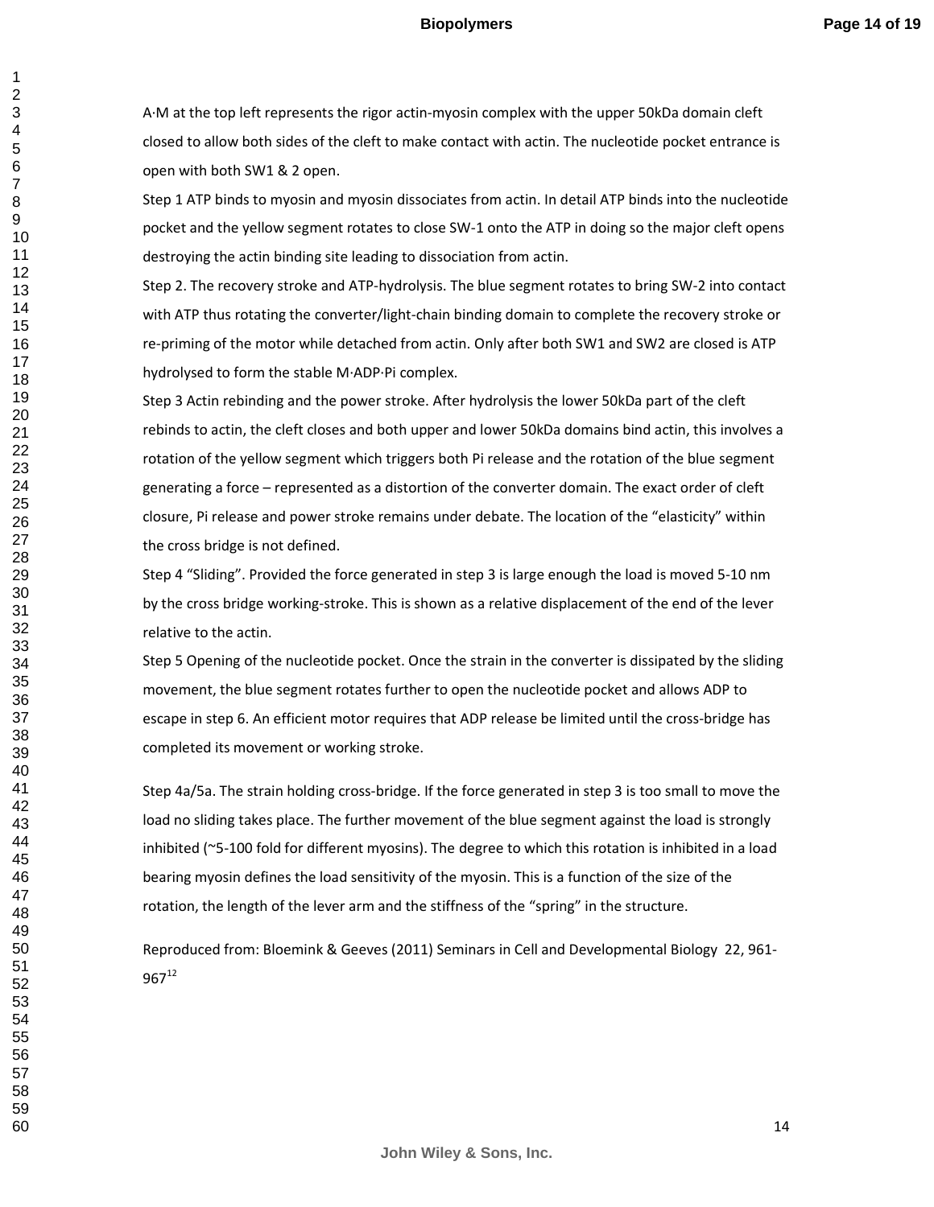A·M at the top left represents the rigor actin-myosin complex with the upper 50kDa domain cleft closed to allow both sides of the cleft to make contact with actin. The nucleotide pocket entrance is open with both SW1 & 2 open.

Step 1 ATP binds to myosin and myosin dissociates from actin. In detail ATP binds into the nucleotide pocket and the yellow segment rotates to close SW-1 onto the ATP in doing so the major cleft opens destroying the actin binding site leading to dissociation from actin.

Step 2. The recovery stroke and ATP-hydrolysis. The blue segment rotates to bring SW-2 into contact with ATP thus rotating the converter/light-chain binding domain to complete the recovery stroke or re-priming of the motor while detached from actin. Only after both SW1 and SW2 are closed is ATP hydrolysed to form the stable M·ADP·Pi complex.

Step 3 Actin rebinding and the power stroke. After hydrolysis the lower 50kDa part of the cleft rebinds to actin, the cleft closes and both upper and lower 50kDa domains bind actin, this involves a rotation of the yellow segment which triggers both Pi release and the rotation of the blue segment generating a force – represented as a distortion of the converter domain. The exact order of cleft closure, Pi release and power stroke remains under debate. The location of the "elasticity" within the cross bridge is not defined.

Step 4 "Sliding". Provided the force generated in step 3 is large enough the load is moved 5-10 nm by the cross bridge working-stroke. This is shown as a relative displacement of the end of the lever relative to the actin.

Step 5 Opening of the nucleotide pocket. Once the strain in the converter is dissipated by the sliding movement, the blue segment rotates further to open the nucleotide pocket and allows ADP to escape in step 6. An efficient motor requires that ADP release be limited until the cross-bridge has completed its movement or working stroke.

Step 4a/5a. The strain holding cross-bridge. If the force generated in step 3 is too small to move the load no sliding takes place. The further movement of the blue segment against the load is strongly inhibited (~5-100 fold for different myosins). The degree to which this rotation is inhibited in a load bearing myosin defines the load sensitivity of the myosin. This is a function of the size of the rotation, the length of the lever arm and the stiffness of the "spring" in the structure.

Reproduced from: Bloemink & Geeves (2011) Seminars in Cell and Developmental Biology 22, 961-967[12]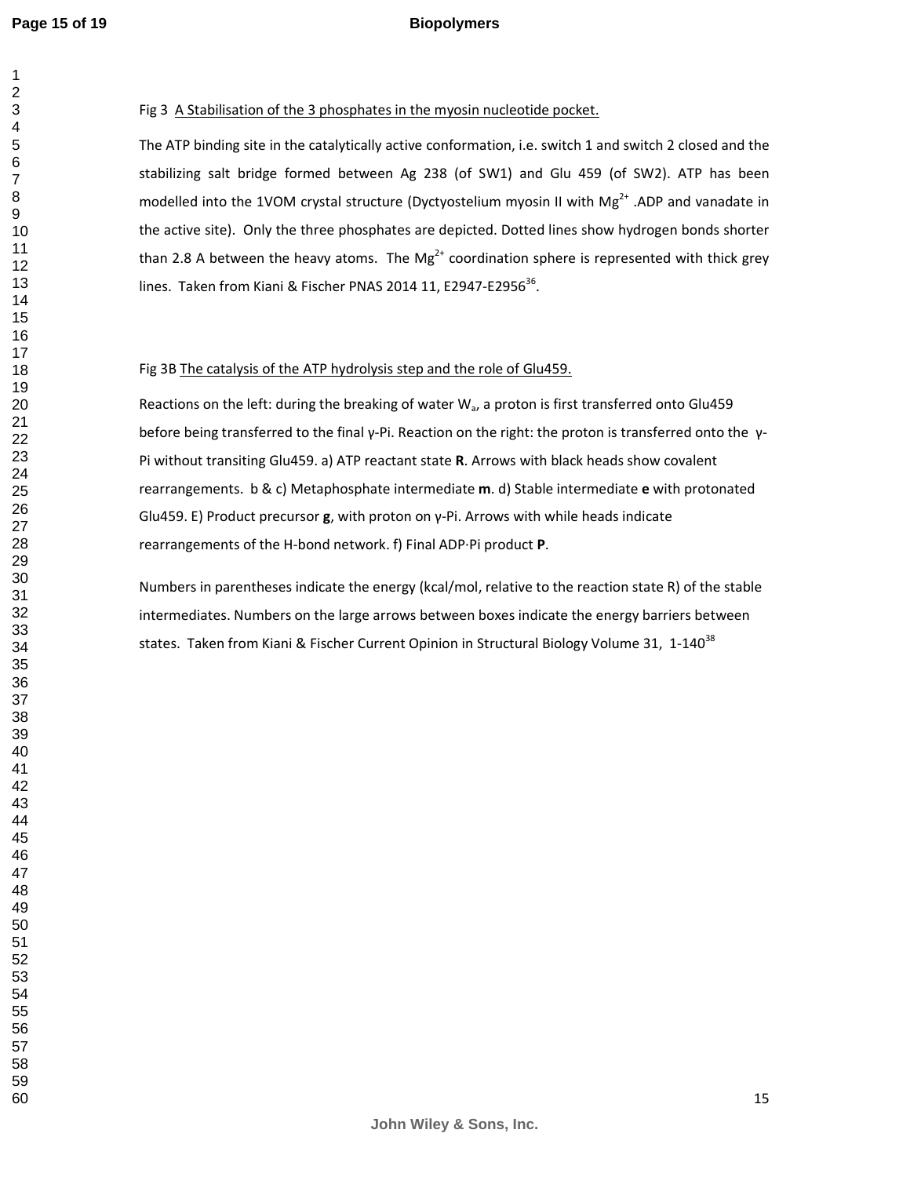Fig 3 <u>A Stabilisation of the 3 phosphates in the myosin nucleotide pocket.</u>

The ATP binding site in the catalytically active conformation, i.e. switch 1 and switch 2 closed and the stabilizing salt bridge formed between Ag 238 (of SW1) and Glu 459 (of SW2). ATP has been modelled into the 1VOM crystal structure (Dyctyostelium myosin II with $Mg^{2+}$ .ADP and vanadate in the active site). Only the three phosphates are depicted. Dotted lines show hydrogen bonds shorter than 2.8 A between the heavy atoms. The $Mg^{2+}$ coordination sphere is represented with thick grey lines. Taken from Kiani & Fischer PNAS 2014 11, E2947-E2956[36].

Fig 3B <u>The catalysis of the ATP hydrolysis step and the role of Glu459.</u>

Reactions on the left: during the breaking of water $W_a$, a proton is first transferred onto Glu459 before being transferred to the final γ-Pi. Reaction on the right: the proton is transferred onto the γ-Pi without transiting Glu459. a) ATP reactant state **R**. Arrows with black heads show covalent rearrangements. b & c) Metaphosphate intermediate **m**. d) Stable intermediate **e** with protonated Glu459. E) Product precursor **g**, with proton on γ-Pi. Arrows with while heads indicate rearrangements of the H-bond network. f) Final ADP·Pi product **P**.

Numbers in parentheses indicate the energy (kcal/mol, relative to the reaction state R) of the stable intermediates. Numbers on the large arrows between boxes indicate the energy barriers between states. Taken from Kiani & Fischer Current Opinion in Structural Biology Volume 31, 1-140[38]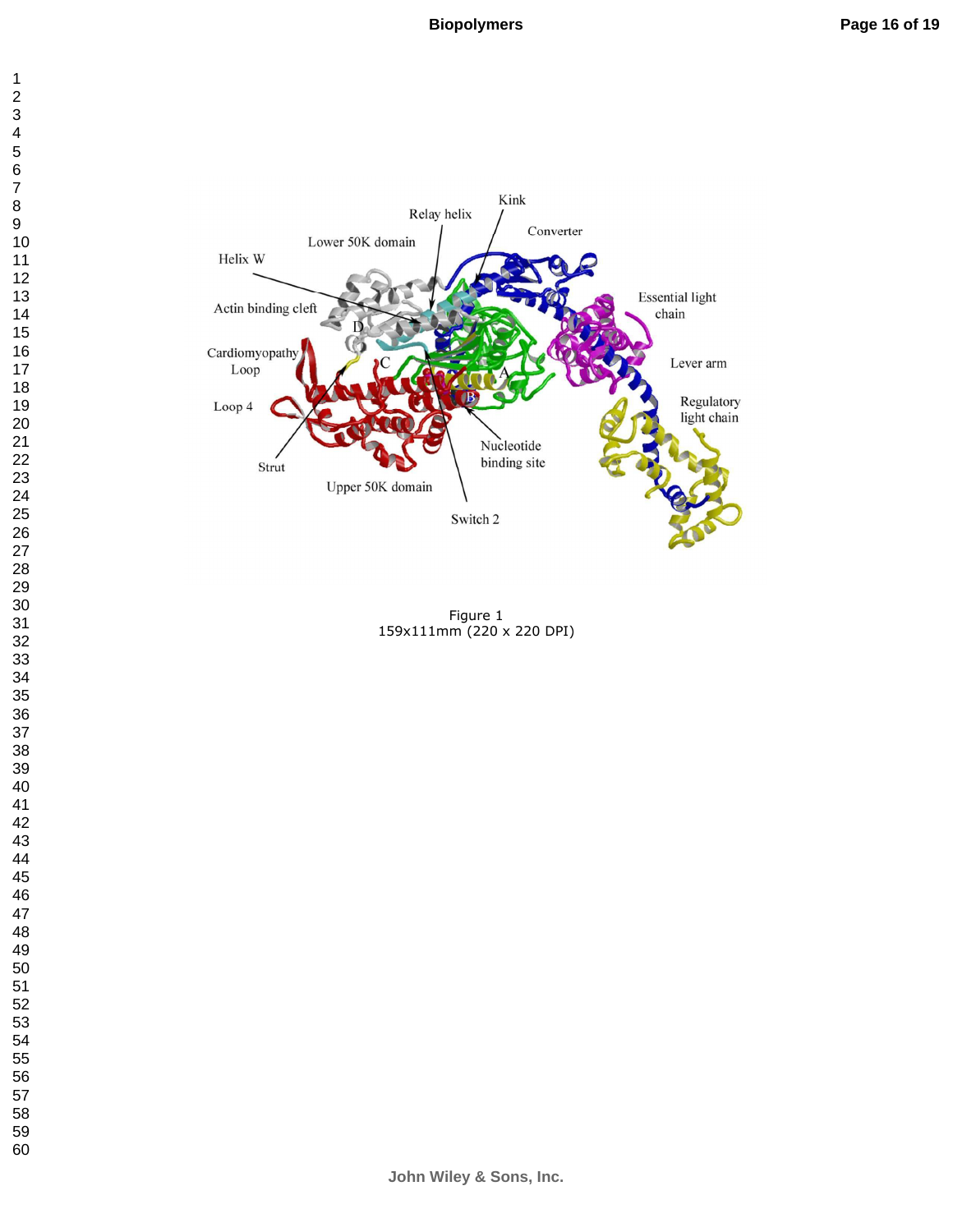Figure 1
159x111mm (220 x 220 DPI)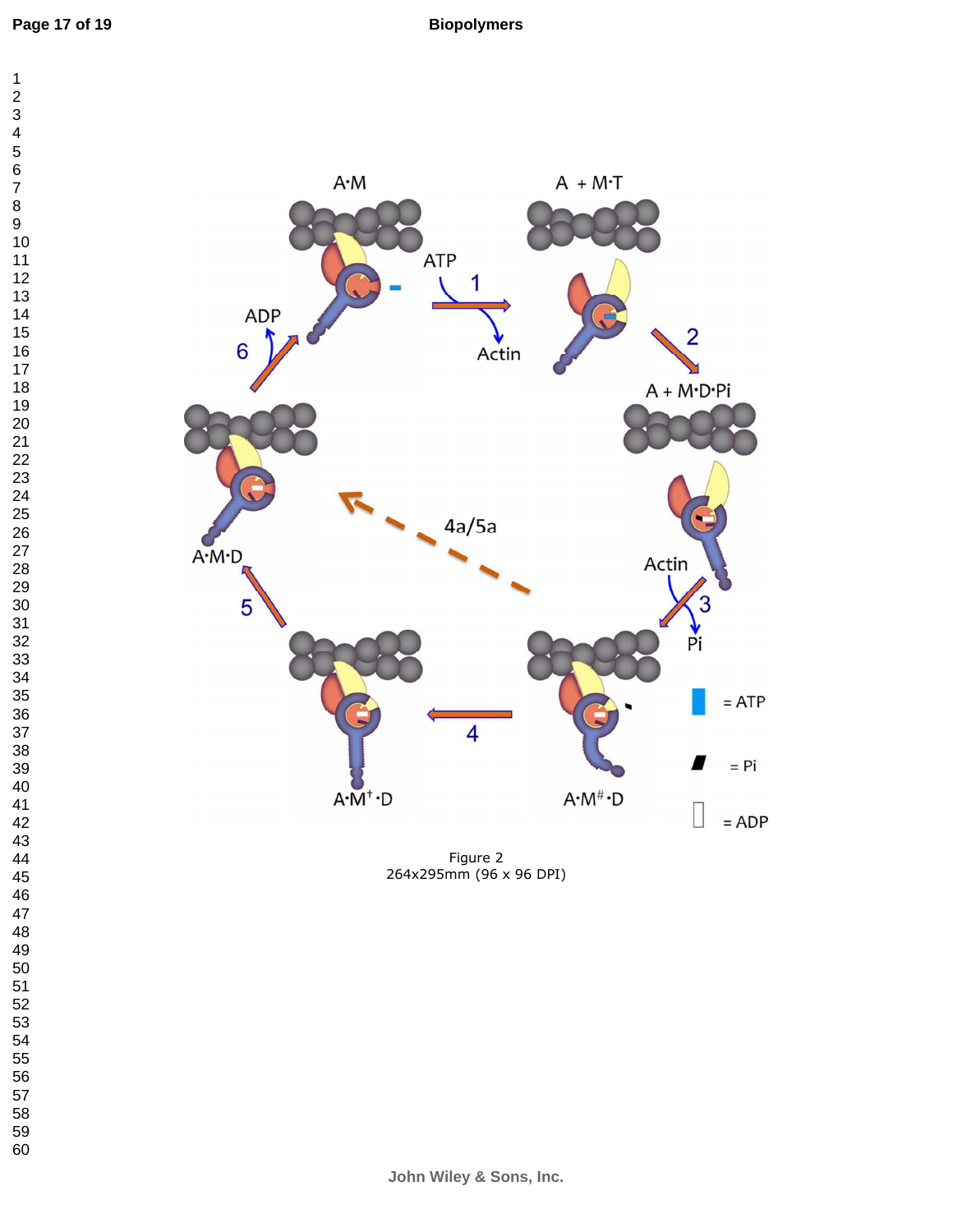Figure 2
264x295mm (96 x 96 DPI)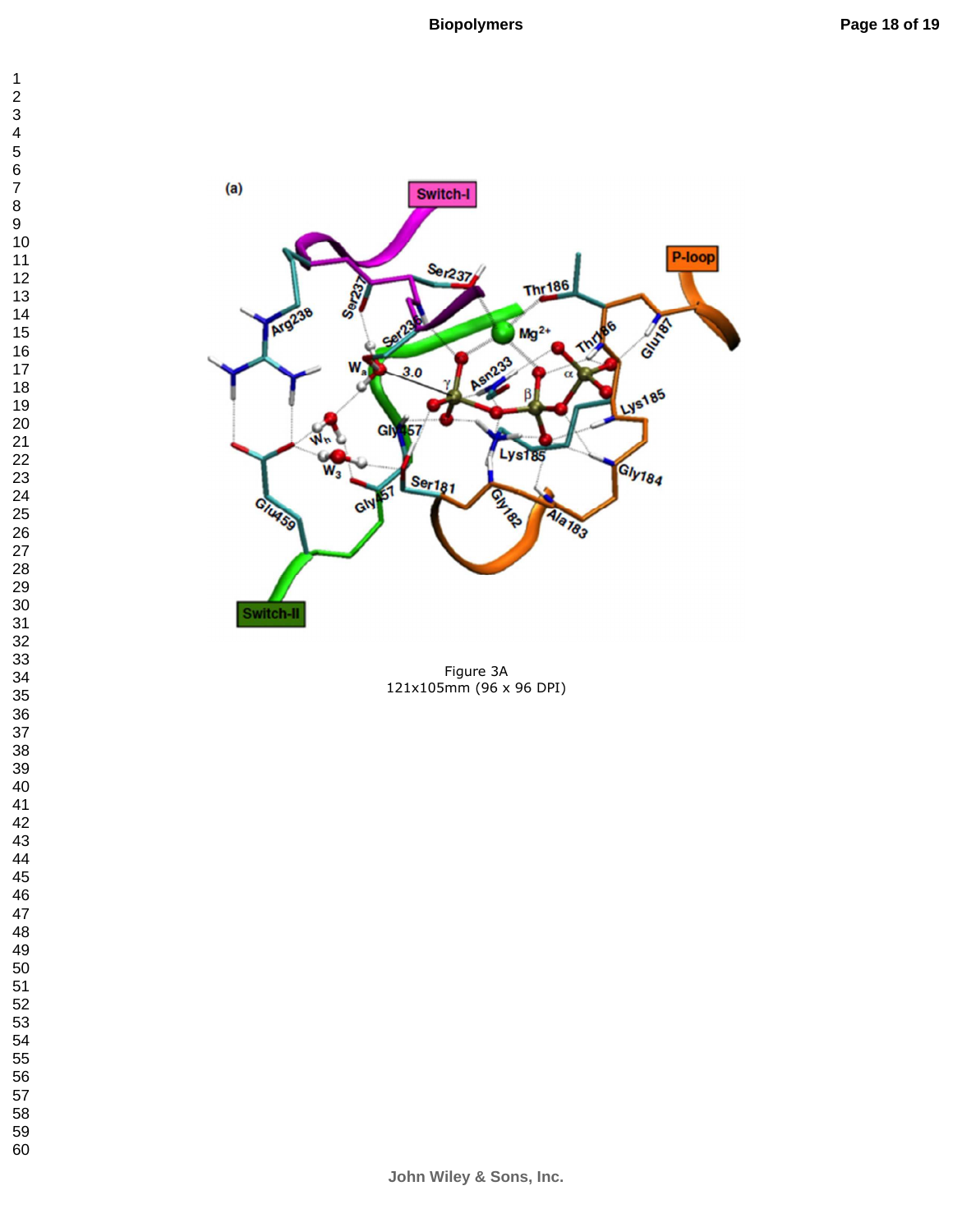Figure 3A
121x105mm (96 x 96 DPI)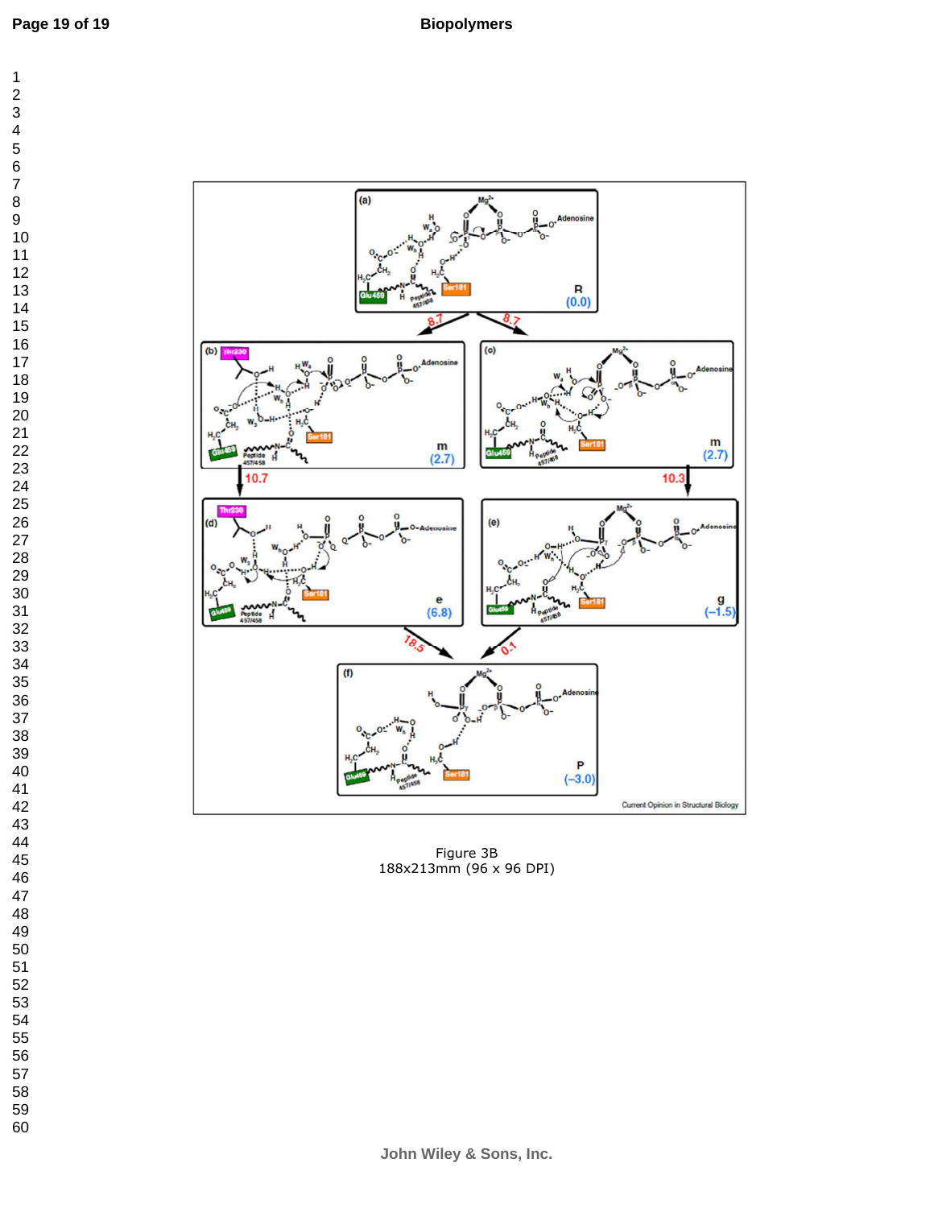(a)

Mg2+

Adenosine

Glu 459

Ser181

Peptide 457/458

R

(0.0)

8.7

8.7

(b) Thr230

Adenosine

Glu459

Peptide 457/458

Ser181

m

(2.7)

(c)

Mg2+

Adenosine

Glu459

Peptide 457/458

Ser181

m

(2.7)

10.7

10.3

(d) Thr230

O–Adenosine

Glu459

Peptide 457/458

Ser181

e

(6.8)

(e)

Mg2+

Adenosine

Glu459

Peptide 457/458

Ser181

g

(–1.5)

18.5

0.1

(f)

Mg2+

Adenosine

Glu459

Peptide 457/458

Ser181

P

(–3.0)

Current Opinion in Structural Biology

Figure 3B

188x213mm (96 x 96 DPI)